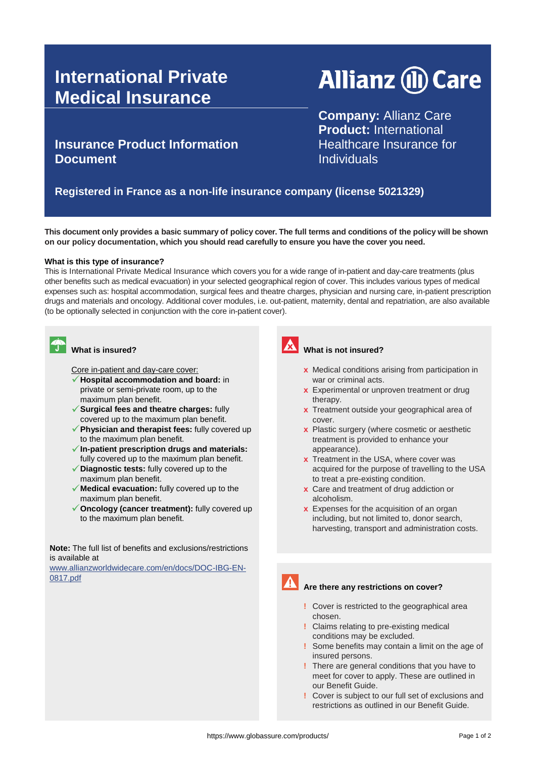# International Private Medical Insurance

## Insurance Product Information Document

Allianz Care

**Company:** Allianz Care
**Product:** International Healthcare Insurance for Individuals

**Registered in France as a non-life insurance company (license 5021329)**

**This document only provides a basic summary of policy cover. The full terms and conditions of the policy will be shown on our policy documentation, which you should read carefully to ensure you have the cover you need.**

### What is this type of insurance?

This is International Private Medical Insurance which covers you for a wide range of in-patient and day-care treatments (plus other benefits such as medical evacuation) in your selected geographical region of cover. This includes various types of medical expenses such as: hospital accommodation, surgical fees and theatre charges, physician and nursing care, in-patient prescription drugs and materials and oncology. Additional cover modules, i.e. out-patient, maternity, dental and repatriation, are also available (to be optionally selected in conjunction with the core in-patient cover).

### What is insured?

Core in-patient and day-care cover:

- ✓ **Hospital accommodation and board:** in private or semi-private room, up to the maximum plan benefit.
- ✓ **Surgical fees and theatre charges:** fully covered up to the maximum plan benefit.
- ✓ **Physician and therapist fees:** fully covered up to the maximum plan benefit.
- ✓ **In-patient prescription drugs and materials:** fully covered up to the maximum plan benefit.
- ✓ **Diagnostic tests:** fully covered up to the maximum plan benefit.
- ✓ **Medical evacuation:** fully covered up to the maximum plan benefit.
- ✓ **Oncology (cancer treatment):** fully covered up to the maximum plan benefit.

**Note:** The full list of benefits and exclusions/restrictions is available at www.allianzworldwidecare.com/en/docs/DOC-IBG-EN-0817.pdf

### What is not insured?

- x Medical conditions arising from participation in war or criminal acts.
- x Experimental or unproven treatment or drug therapy.
- x Treatment outside your geographical area of cover.
- x Plastic surgery (where cosmetic or aesthetic treatment is provided to enhance your appearance).
- x Treatment in the USA, where cover was acquired for the purpose of travelling to the USA to treat a pre-existing condition.
- x Care and treatment of drug addiction or alcoholism.
- x Expenses for the acquisition of an organ including, but not limited to, donor search, harvesting, transport and administration costs.

### Are there any restrictions on cover?

- ! Cover is restricted to the geographical area chosen.
- ! Claims relating to pre-existing medical conditions may be excluded.
- ! Some benefits may contain a limit on the age of insured persons.
- ! There are general conditions that you have to meet for cover to apply. These are outlined in our Benefit Guide.
- ! Cover is subject to our full set of exclusions and restrictions as outlined in our Benefit Guide.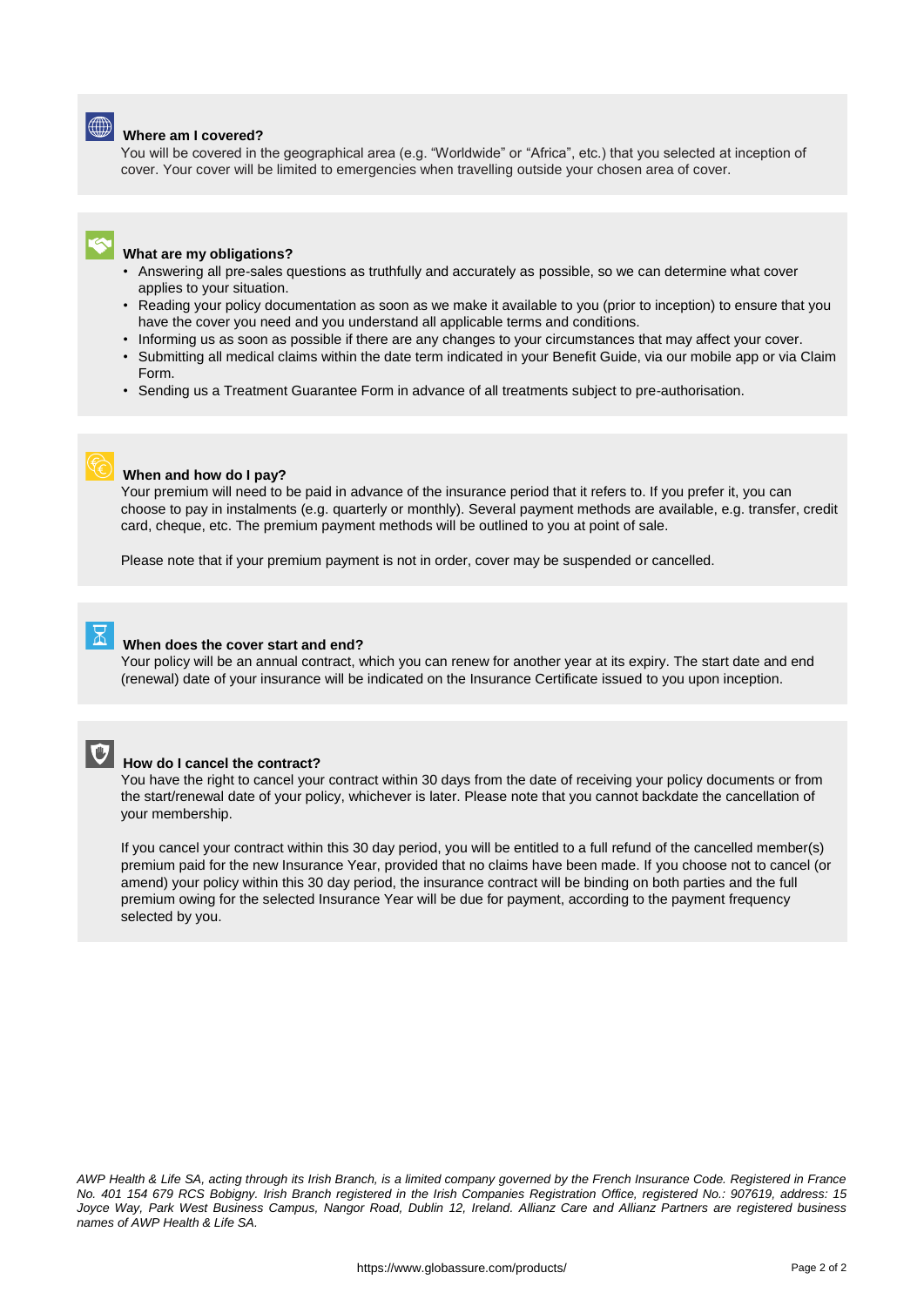### Where am I covered?

You will be covered in the geographical area (e.g. "Worldwide" or "Africa", etc.) that you selected at inception of cover. Your cover will be limited to emergencies when travelling outside your chosen area of cover.

### What are my obligations?

- Answering all pre-sales questions as truthfully and accurately as possible, so we can determine what cover applies to your situation.
- Reading your policy documentation as soon as we make it available to you (prior to inception) to ensure that you have the cover you need and you understand all applicable terms and conditions.
- Informing us as soon as possible if there are any changes to your circumstances that may affect your cover.
- Submitting all medical claims within the date term indicated in your Benefit Guide, via our mobile app or via Claim Form.
- Sending us a Treatment Guarantee Form in advance of all treatments subject to pre-authorisation.

### When and how do I pay?

Your premium will need to be paid in advance of the insurance period that it refers to. If you prefer it, you can choose to pay in instalments (e.g. quarterly or monthly). Several payment methods are available, e.g. transfer, credit card, cheque, etc. The premium payment methods will be outlined to you at point of sale.

Please note that if your premium payment is not in order, cover may be suspended or cancelled.

### When does the cover start and end?

Your policy will be an annual contract, which you can renew for another year at its expiry. The start date and end (renewal) date of your insurance will be indicated on the Insurance Certificate issued to you upon inception.

### How do I cancel the contract?

You have the right to cancel your contract within 30 days from the date of receiving your policy documents or from the start/renewal date of your policy, whichever is later. Please note that you cannot backdate the cancellation of your membership.

If you cancel your contract within this 30 day period, you will be entitled to a full refund of the cancelled member(s) premium paid for the new Insurance Year, provided that no claims have been made. If you choose not to cancel (or amend) your policy within this 30 day period, the insurance contract will be binding on both parties and the full premium owing for the selected Insurance Year will be due for payment, according to the payment frequency selected by you.

*AWP Health & Life SA, acting through its Irish Branch, is a limited company governed by the French Insurance Code. Registered in France No. 401 154 679 RCS Bobigny. Irish Branch registered in the Irish Companies Registration Office, registered No.: 907619, address: 15 Joyce Way, Park West Business Campus, Nangor Road, Dublin 12, Ireland. Allianz Care and Allianz Partners are registered business names of AWP Health & Life SA.*

https://www.globassure.com/products/